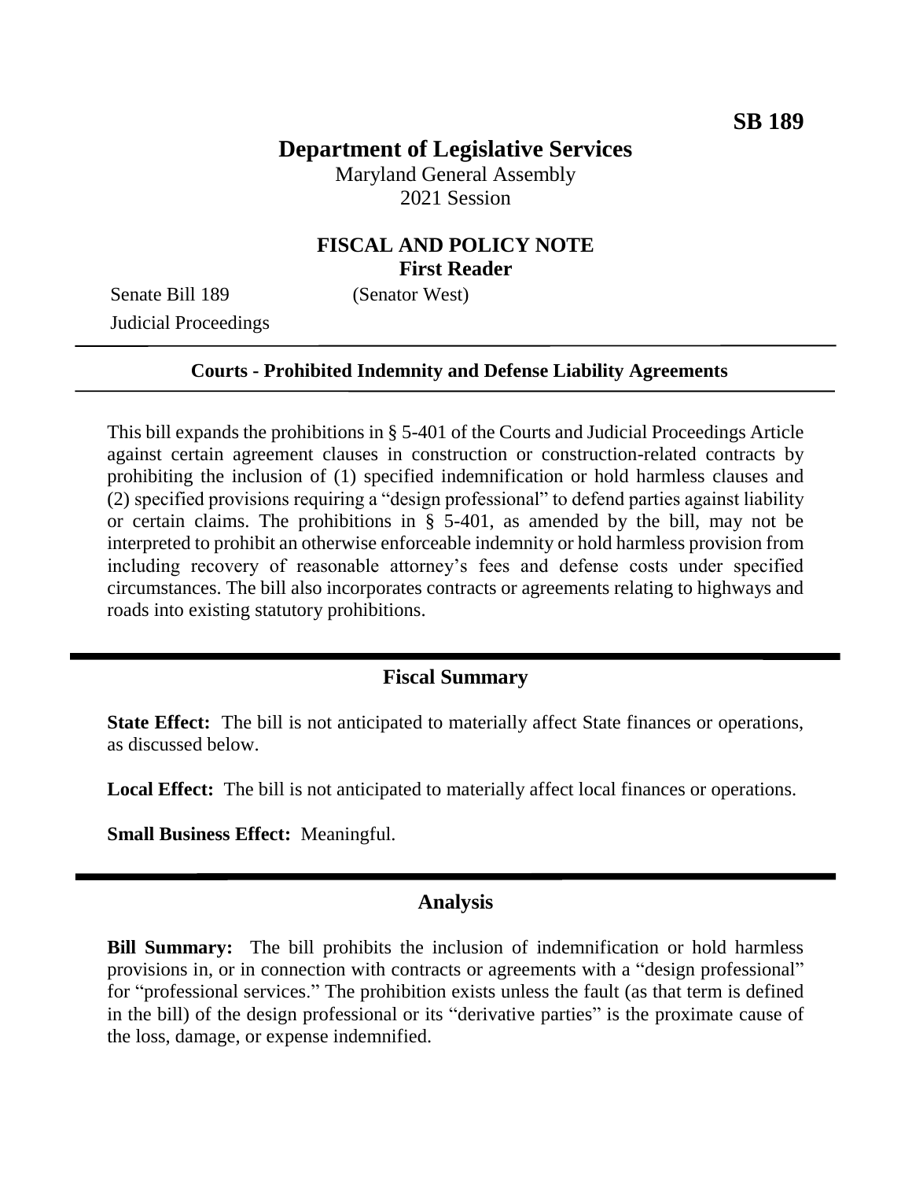**SB 189**

# Department of Legislative Services

Maryland General Assembly
2021 Session

## FISCAL AND POLICY NOTE
**First Reader**

Senate Bill 189 (Senator West)
Judicial Proceedings

**Courts - Prohibited Indemnity and Defense Liability Agreements**

This bill expands the prohibitions in § 5-401 of the Courts and Judicial Proceedings Article against certain agreement clauses in construction or construction-related contracts by prohibiting the inclusion of (1) specified indemnification or hold harmless clauses and (2) specified provisions requiring a "design professional" to defend parties against liability or certain claims. The prohibitions in § 5-401, as amended by the bill, may not be interpreted to prohibit an otherwise enforceable indemnity or hold harmless provision from including recovery of reasonable attorney's fees and defense costs under specified circumstances. The bill also incorporates contracts or agreements relating to highways and roads into existing statutory prohibitions.

## Fiscal Summary

**State Effect:** The bill is not anticipated to materially affect State finances or operations, as discussed below.

**Local Effect:** The bill is not anticipated to materially affect local finances or operations.

**Small Business Effect:** Meaningful.

## Analysis

**Bill Summary:** The bill prohibits the inclusion of indemnification or hold harmless provisions in, or in connection with contracts or agreements with a "design professional" for "professional services." The prohibition exists unless the fault (as that term is defined in the bill) of the design professional or its "derivative parties" is the proximate cause of the loss, damage, or expense indemnified.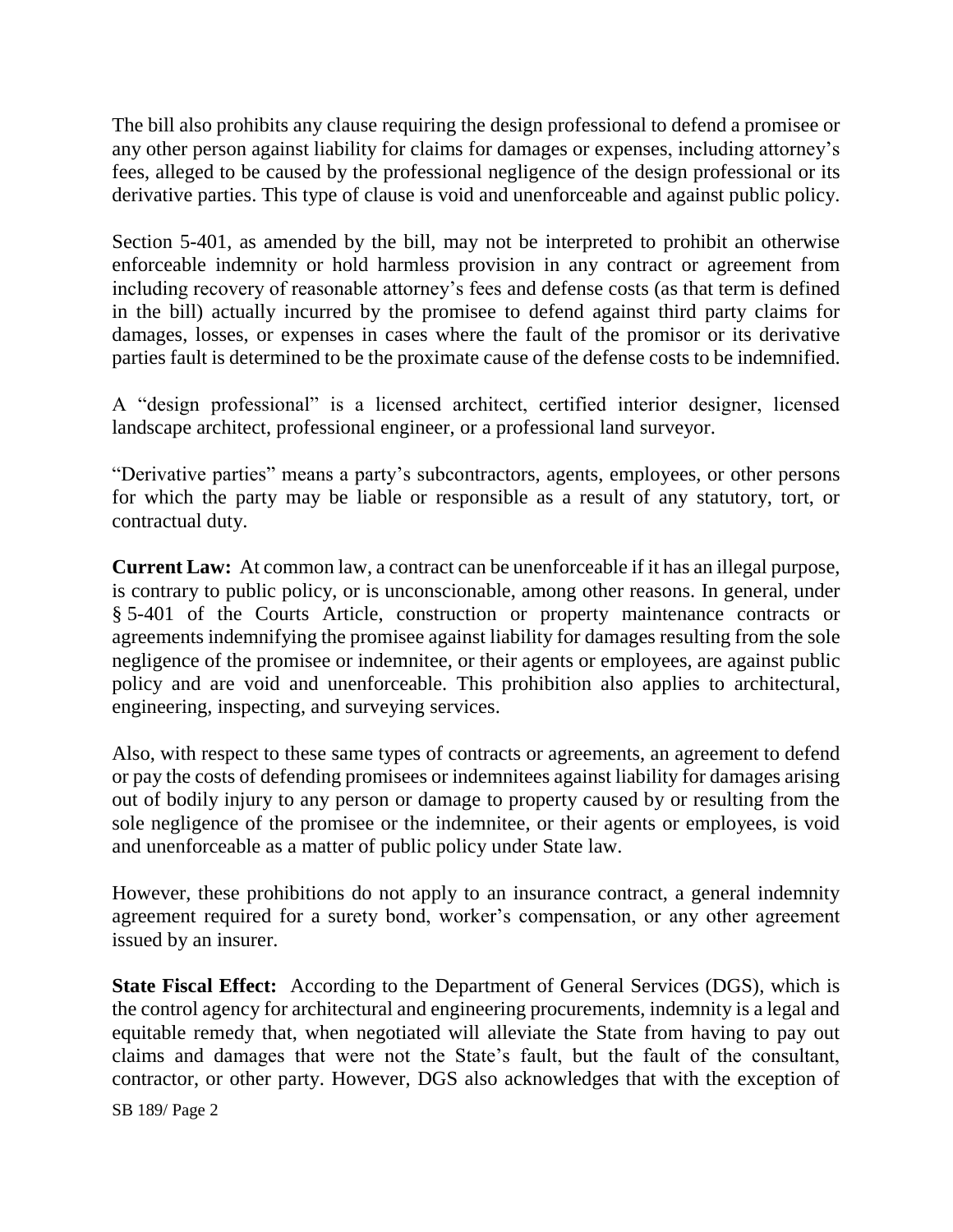The bill also prohibits any clause requiring the design professional to defend a promisee or any other person against liability for claims for damages or expenses, including attorney's fees, alleged to be caused by the professional negligence of the design professional or its derivative parties. This type of clause is void and unenforceable and against public policy.

Section 5-401, as amended by the bill, may not be interpreted to prohibit an otherwise enforceable indemnity or hold harmless provision in any contract or agreement from including recovery of reasonable attorney's fees and defense costs (as that term is defined in the bill) actually incurred by the promisee to defend against third party claims for damages, losses, or expenses in cases where the fault of the promisor or its derivative parties fault is determined to be the proximate cause of the defense costs to be indemnified.

A "design professional" is a licensed architect, certified interior designer, licensed landscape architect, professional engineer, or a professional land surveyor.

"Derivative parties" means a party's subcontractors, agents, employees, or other persons for which the party may be liable or responsible as a result of any statutory, tort, or contractual duty.

**Current Law:** At common law, a contract can be unenforceable if it has an illegal purpose, is contrary to public policy, or is unconscionable, among other reasons. In general, under § 5-401 of the Courts Article, construction or property maintenance contracts or agreements indemnifying the promisee against liability for damages resulting from the sole negligence of the promisee or indemnitee, or their agents or employees, are against public policy and are void and unenforceable. This prohibition also applies to architectural, engineering, inspecting, and surveying services.

Also, with respect to these same types of contracts or agreements, an agreement to defend or pay the costs of defending promisees or indemnitees against liability for damages arising out of bodily injury to any person or damage to property caused by or resulting from the sole negligence of the promisee or the indemnitee, or their agents or employees, is void and unenforceable as a matter of public policy under State law.

However, these prohibitions do not apply to an insurance contract, a general indemnity agreement required for a surety bond, worker's compensation, or any other agreement issued by an insurer.

**State Fiscal Effect:** According to the Department of General Services (DGS), which is the control agency for architectural and engineering procurements, indemnity is a legal and equitable remedy that, when negotiated will alleviate the State from having to pay out claims and damages that were not the State's fault, but the fault of the consultant, contractor, or other party. However, DGS also acknowledges that with the exception of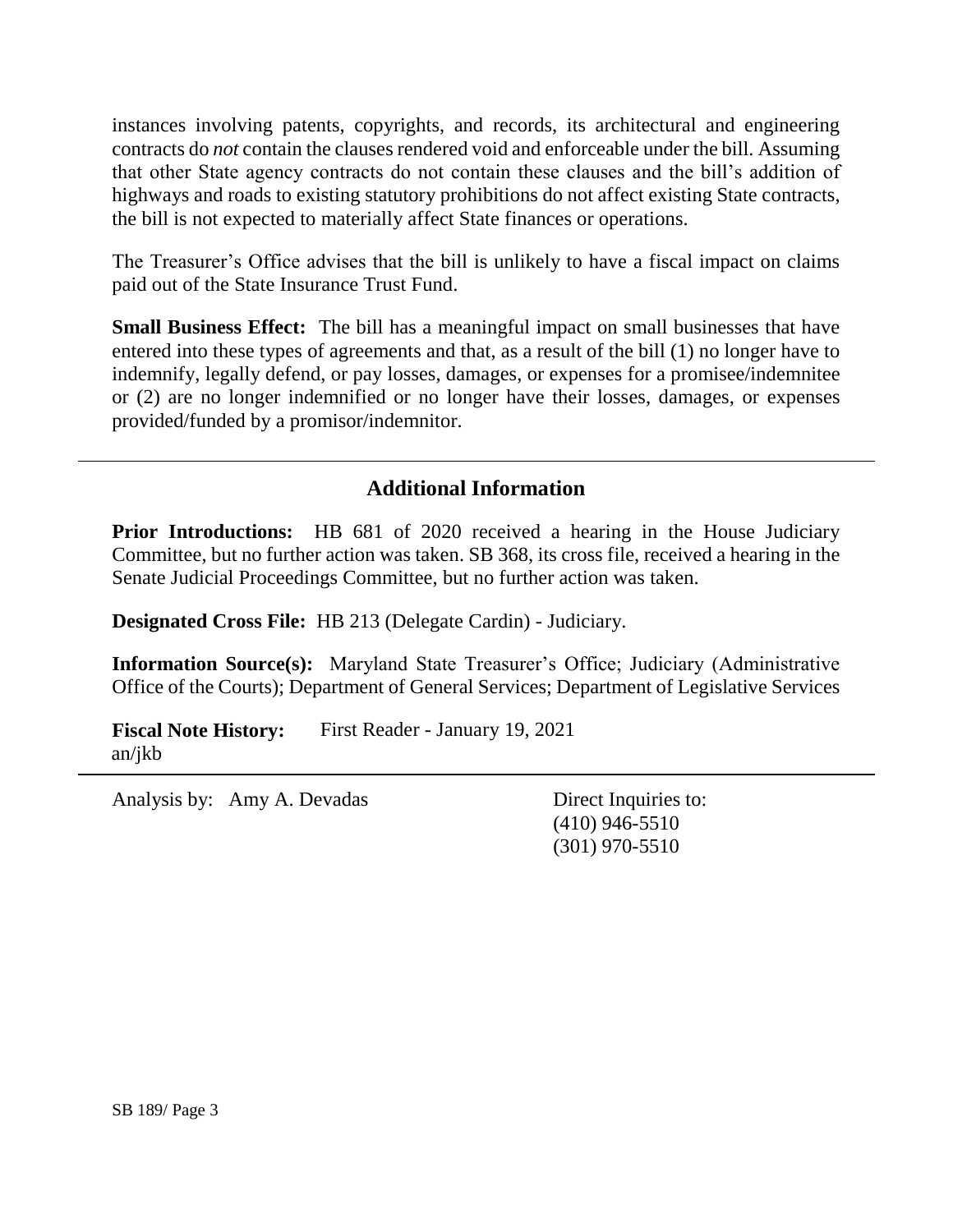instances involving patents, copyrights, and records, its architectural and engineering contracts do *not* contain the clauses rendered void and enforceable under the bill. Assuming that other State agency contracts do not contain these clauses and the bill's addition of highways and roads to existing statutory prohibitions do not affect existing State contracts, the bill is not expected to materially affect State finances or operations.

The Treasurer's Office advises that the bill is unlikely to have a fiscal impact on claims paid out of the State Insurance Trust Fund.

**Small Business Effect:** The bill has a meaningful impact on small businesses that have entered into these types of agreements and that, as a result of the bill (1) no longer have to indemnify, legally defend, or pay losses, damages, or expenses for a promisee/indemnitee or (2) are no longer indemnified or no longer have their losses, damages, or expenses provided/funded by a promisor/indemnitor.

---

## Additional Information

**Prior Introductions:** HB 681 of 2020 received a hearing in the House Judiciary Committee, but no further action was taken. SB 368, its cross file, received a hearing in the Senate Judicial Proceedings Committee, but no further action was taken.

**Designated Cross File:** HB 213 (Delegate Cardin) - Judiciary.

**Information Source(s):** Maryland State Treasurer's Office; Judiciary (Administrative Office of the Courts); Department of General Services; Department of Legislative Services

**Fiscal Note History:** First Reader - January 19, 2021
an/jkb

---

Analysis by: Amy A. Devadas

Direct Inquiries to:
(410) 946-5510
(301) 970-5510